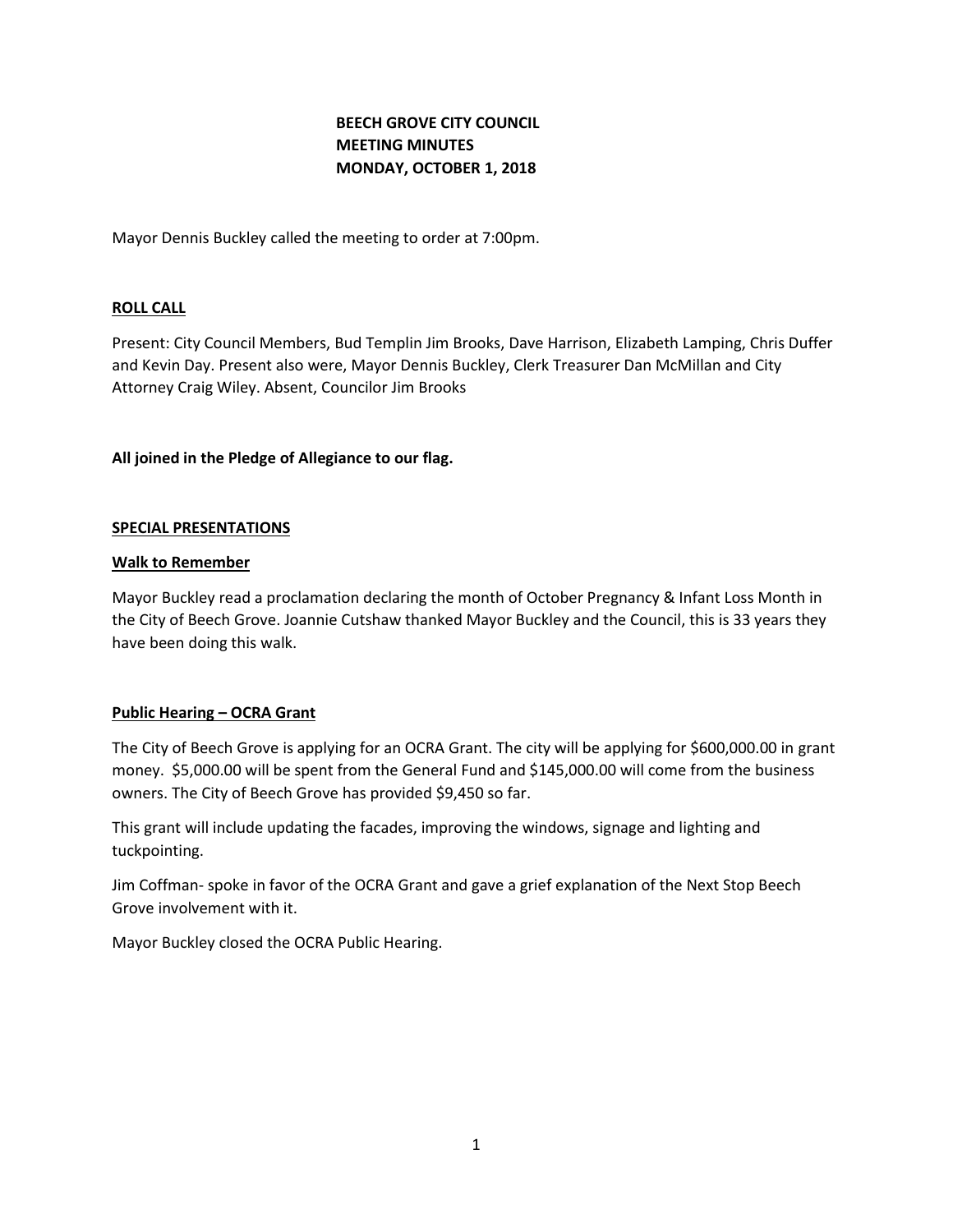# BEECH GROVE CITY COUNCIL
# MEETING MINUTES
# MONDAY, OCTOBER 1, 2018

Mayor Dennis Buckley called the meeting to order at 7:00pm.

## ROLL CALL

Present: City Council Members, Bud Templin Jim Brooks, Dave Harrison, Elizabeth Lamping, Chris Duffer and Kevin Day. Present also were, Mayor Dennis Buckley, Clerk Treasurer Dan McMillan and City Attorney Craig Wiley. Absent, Councilor Jim Brooks

**All joined in the Pledge of Allegiance to our flag.**

## SPECIAL PRESENTATIONS

### Walk to Remember

Mayor Buckley read a proclamation declaring the month of October Pregnancy & Infant Loss Month in the City of Beech Grove. Joannie Cutshaw thanked Mayor Buckley and the Council, this is 33 years they have been doing this walk.

### Public Hearing – OCRA Grant

The City of Beech Grove is applying for an OCRA Grant. The city will be applying for $600,000.00 in grant money. $5,000.00 will be spent from the General Fund and $145,000.00 will come from the business owners. The City of Beech Grove has provided $9,450 so far.

This grant will include updating the facades, improving the windows, signage and lighting and tuckpointing.

Jim Coffman- spoke in favor of the OCRA Grant and gave a grief explanation of the Next Stop Beech Grove involvement with it.

Mayor Buckley closed the OCRA Public Hearing.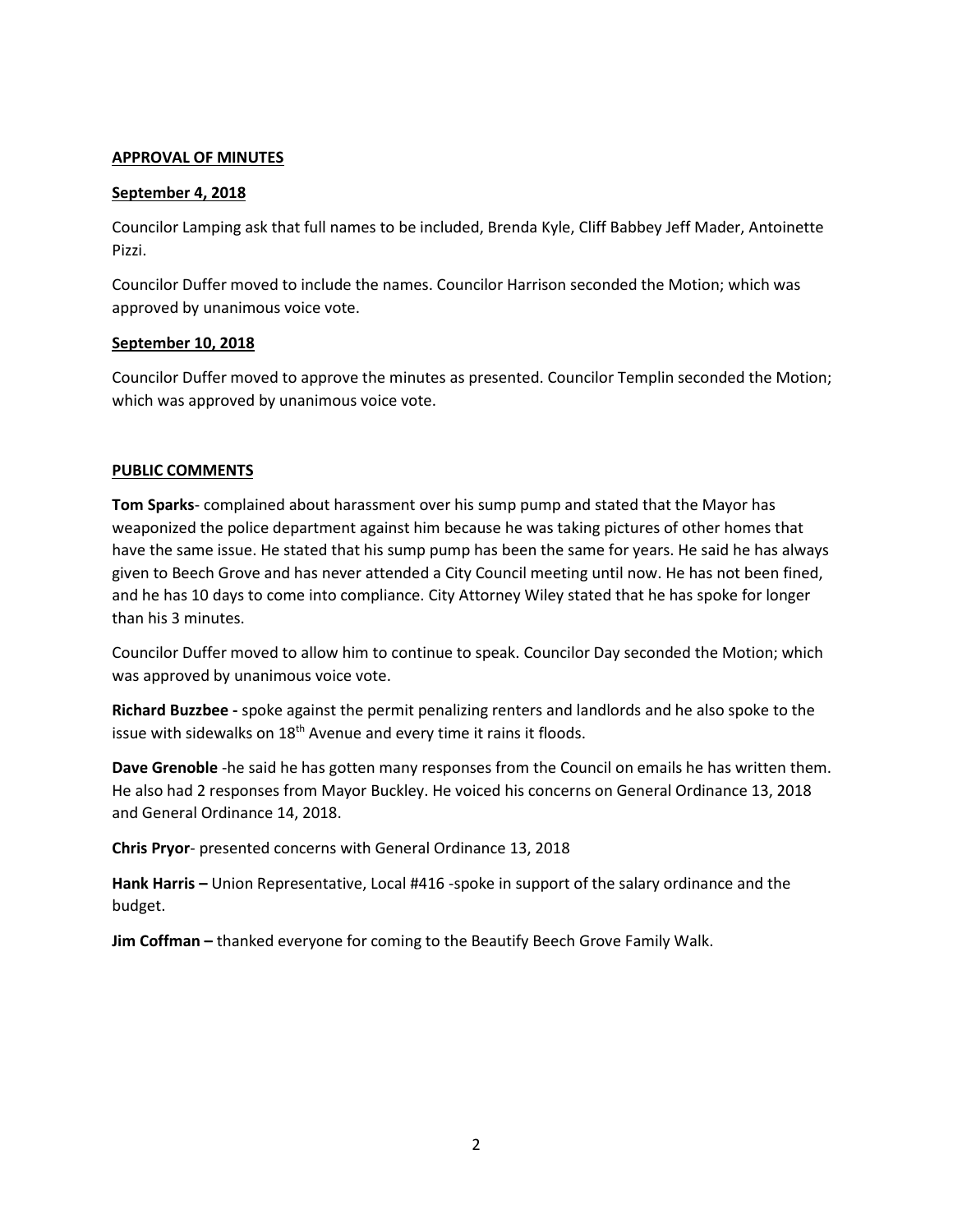**APPROVAL OF MINUTES**

**September 4, 2018**

Councilor Lamping ask that full names to be included, Brenda Kyle, Cliff Babbey Jeff Mader, Antoinette Pizzi.

Councilor Duffer moved to include the names. Councilor Harrison seconded the Motion; which was approved by unanimous voice vote.

**September 10, 2018**

Councilor Duffer moved to approve the minutes as presented. Councilor Templin seconded the Motion; which was approved by unanimous voice vote.

**PUBLIC COMMENTS**

**Tom Sparks**- complained about harassment over his sump pump and stated that the Mayor has weaponized the police department against him because he was taking pictures of other homes that have the same issue. He stated that his sump pump has been the same for years. He said he has always given to Beech Grove and has never attended a City Council meeting until now. He has not been fined, and he has 10 days to come into compliance. City Attorney Wiley stated that he has spoke for longer than his 3 minutes.

Councilor Duffer moved to allow him to continue to speak. Councilor Day seconded the Motion; which was approved by unanimous voice vote.

**Richard Buzzbee -** spoke against the permit penalizing renters and landlords and he also spoke to the issue with sidewalks on 18th Avenue and every time it rains it floods.

**Dave Grenoble** -he said he has gotten many responses from the Council on emails he has written them. He also had 2 responses from Mayor Buckley. He voiced his concerns on General Ordinance 13, 2018 and General Ordinance 14, 2018.

**Chris Pryor**- presented concerns with General Ordinance 13, 2018

**Hank Harris –** Union Representative, Local #416 -spoke in support of the salary ordinance and the budget.

**Jim Coffman –** thanked everyone for coming to the Beautify Beech Grove Family Walk.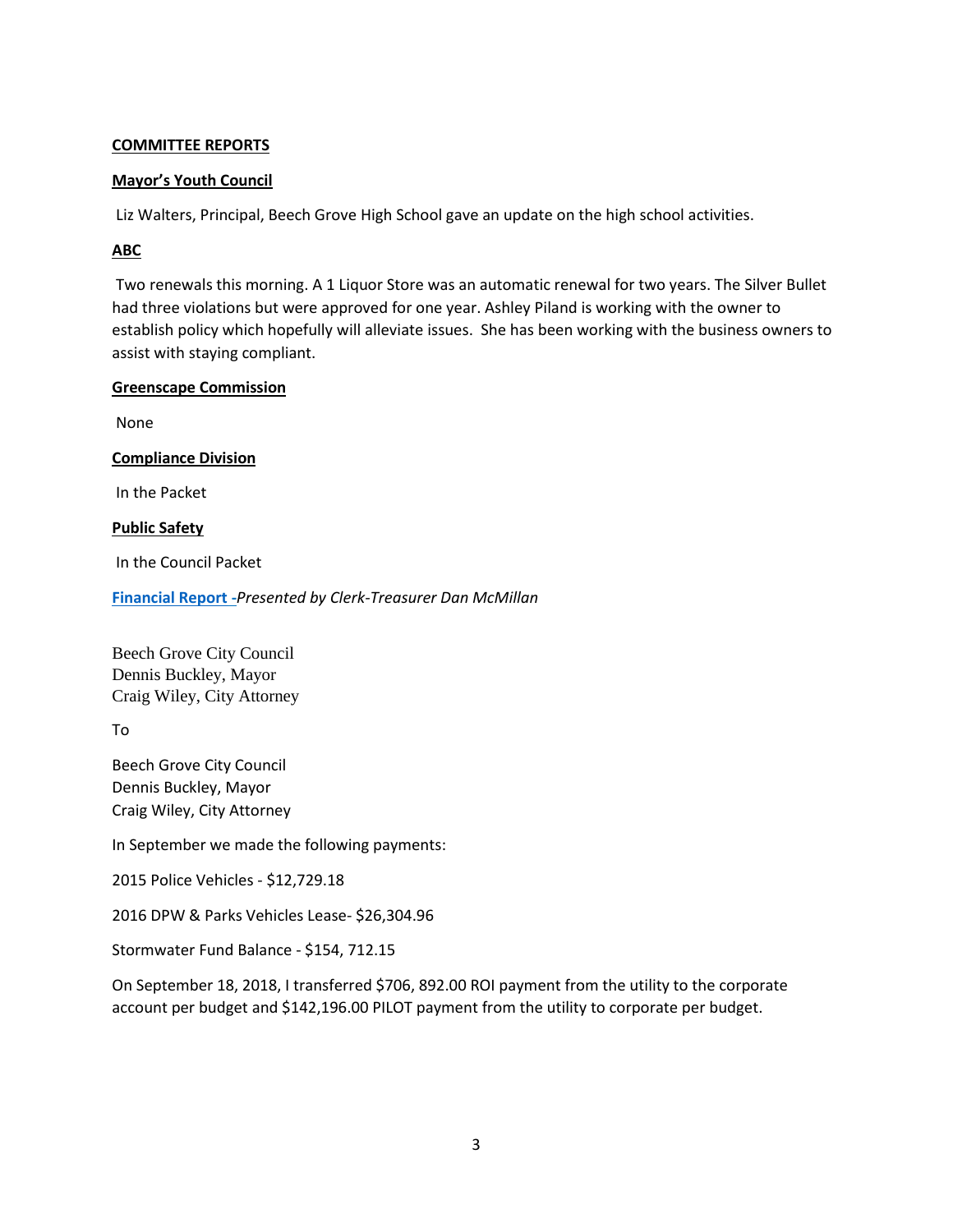**COMMITTEE REPORTS**

**Mayor's Youth Council**

Liz Walters, Principal, Beech Grove High School gave an update on the high school activities.

**ABC**

Two renewals this morning. A 1 Liquor Store was an automatic renewal for two years. The Silver Bullet had three violations but were approved for one year. Ashley Piland is working with the owner to establish policy which hopefully will alleviate issues. She has been working with the business owners to assist with staying compliant.

**Greenscape Commission**

None

**Compliance Division**

In the Packet

**Public Safety**

In the Council Packet

**Financial Report -** *Presented by Clerk-Treasurer Dan McMillan*

Beech Grove City Council
Dennis Buckley, Mayor
Craig Wiley, City Attorney

To

Beech Grove City Council
Dennis Buckley, Mayor
Craig Wiley, City Attorney

In September we made the following payments:

2015 Police Vehicles - $12,729.18

2016 DPW & Parks Vehicles Lease- $26,304.96

Stormwater Fund Balance - $154, 712.15

On September 18, 2018, I transferred $706, 892.00 ROI payment from the utility to the corporate account per budget and $142,196.00 PILOT payment from the utility to corporate per budget.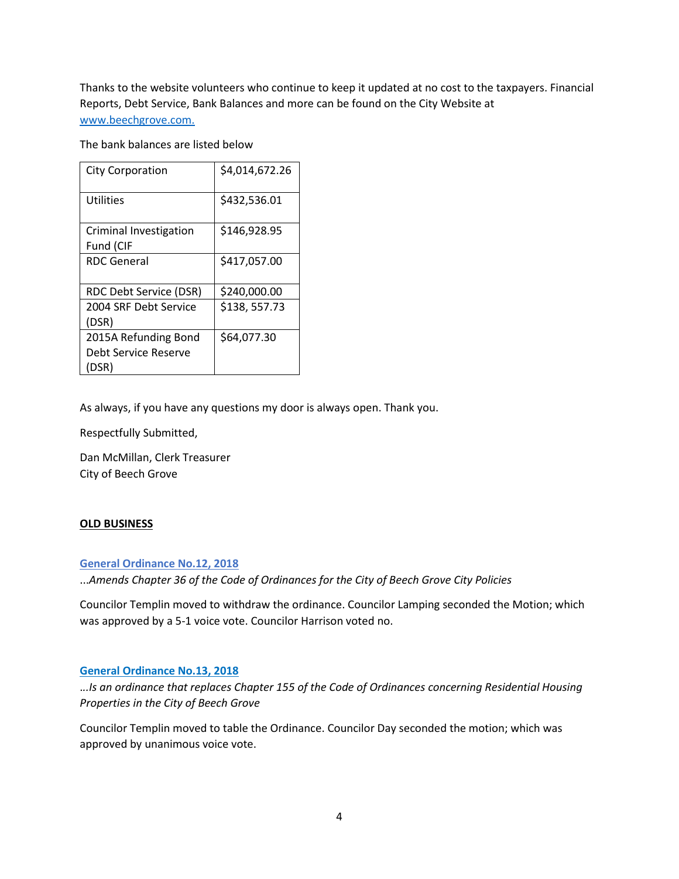Thanks to the website volunteers who continue to keep it updated at no cost to the taxpayers. Financial Reports, Debt Service, Bank Balances and more can be found on the City Website at [www.beechgrove.com.](http://www.beechgrove.com)

The bank balances are listed below

| City Corporation | $4,014,672.26 |
|---|---|
| Utilities | $432,536.01 |
| Criminal Investigation Fund (CIF | $146,928.95 |
| RDC General | $417,057.00 |
| RDC Debt Service (DSR) | $240,000.00 |
| 2004 SRF Debt Service (DSR) | $138, 557.73 |
| 2015A Refunding Bond Debt Service Reserve (DSR) | $64,077.30 |

As always, if you have any questions my door is always open. Thank you.

Respectfully Submitted,

Dan McMillan, Clerk Treasurer
City of Beech Grove

**OLD BUSINESS**

**General Ordinance No.12, 2018**

*...Amends Chapter 36 of the Code of Ordinances for the City of Beech Grove City Policies*

Councilor Templin moved to withdraw the ordinance. Councilor Lamping seconded the Motion; which was approved by a 5-1 voice vote. Councilor Harrison voted no.

**General Ordinance No.13, 2018**

*...Is an ordinance that replaces Chapter 155 of the Code of Ordinances concerning Residential Housing Properties in the City of Beech Grove*

Councilor Templin moved to table the Ordinance. Councilor Day seconded the motion; which was approved by unanimous voice vote.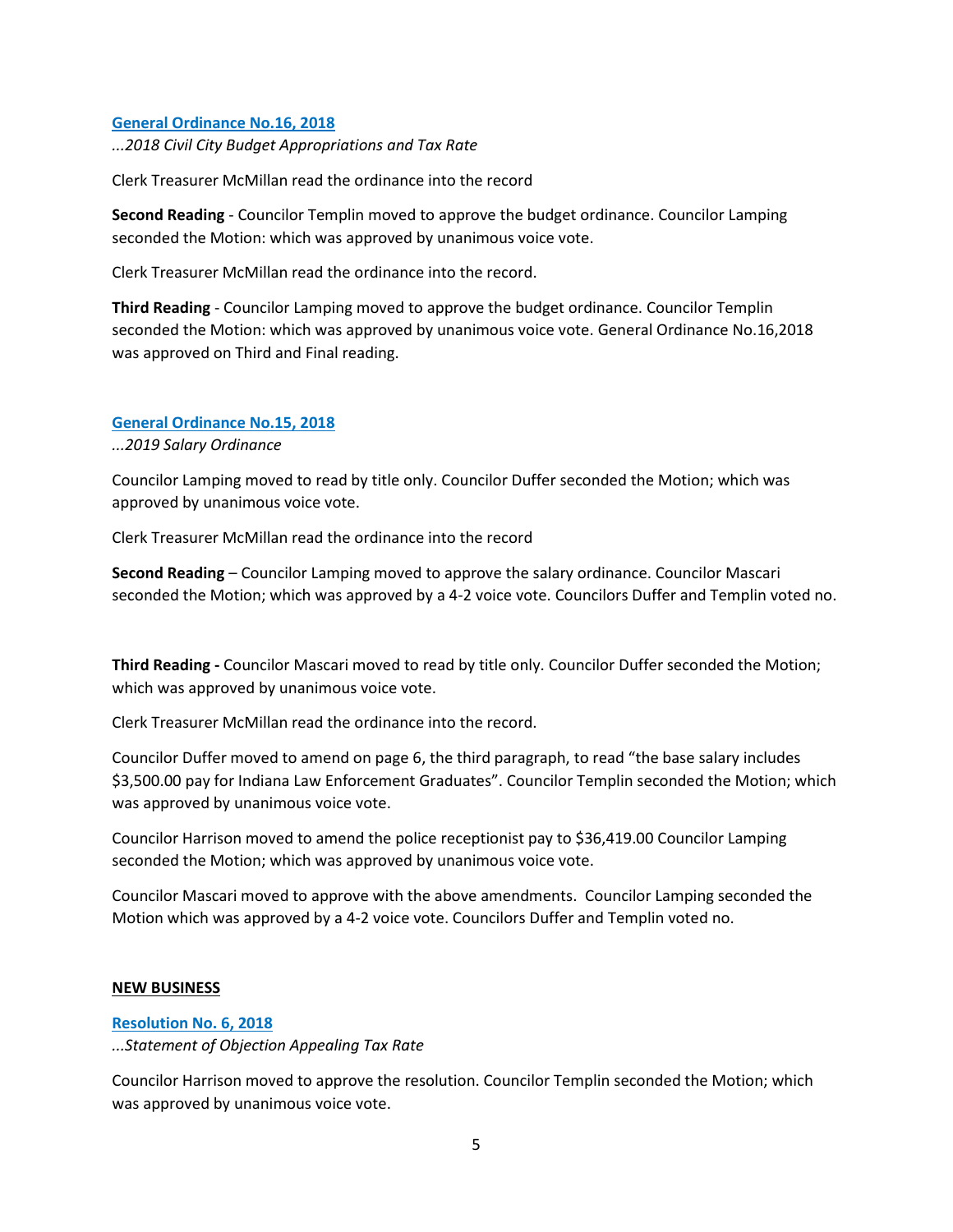**General Ordinance No.16, 2018**

*...2018 Civil City Budget Appropriations and Tax Rate*

Clerk Treasurer McMillan read the ordinance into the record

**Second Reading** - Councilor Templin moved to approve the budget ordinance. Councilor Lamping seconded the Motion: which was approved by unanimous voice vote.

Clerk Treasurer McMillan read the ordinance into the record.

**Third Reading** - Councilor Lamping moved to approve the budget ordinance. Councilor Templin seconded the Motion: which was approved by unanimous voice vote. General Ordinance No.16,2018 was approved on Third and Final reading.

**General Ordinance No.15, 2018**

*...2019 Salary Ordinance*

Councilor Lamping moved to read by title only. Councilor Duffer seconded the Motion; which was approved by unanimous voice vote.

Clerk Treasurer McMillan read the ordinance into the record

**Second Reading** – Councilor Lamping moved to approve the salary ordinance. Councilor Mascari seconded the Motion; which was approved by a 4-2 voice vote. Councilors Duffer and Templin voted no.

**Third Reading -** Councilor Mascari moved to read by title only. Councilor Duffer seconded the Motion; which was approved by unanimous voice vote.

Clerk Treasurer McMillan read the ordinance into the record.

Councilor Duffer moved to amend on page 6, the third paragraph, to read "the base salary includes $3,500.00 pay for Indiana Law Enforcement Graduates". Councilor Templin seconded the Motion; which was approved by unanimous voice vote.

Councilor Harrison moved to amend the police receptionist pay to $36,419.00 Councilor Lamping seconded the Motion; which was approved by unanimous voice vote.

Councilor Mascari moved to approve with the above amendments. Councilor Lamping seconded the Motion which was approved by a 4-2 voice vote. Councilors Duffer and Templin voted no.

**NEW BUSINESS**

**Resolution No. 6, 2018**

*...Statement of Objection Appealing Tax Rate*

Councilor Harrison moved to approve the resolution. Councilor Templin seconded the Motion; which was approved by unanimous voice vote.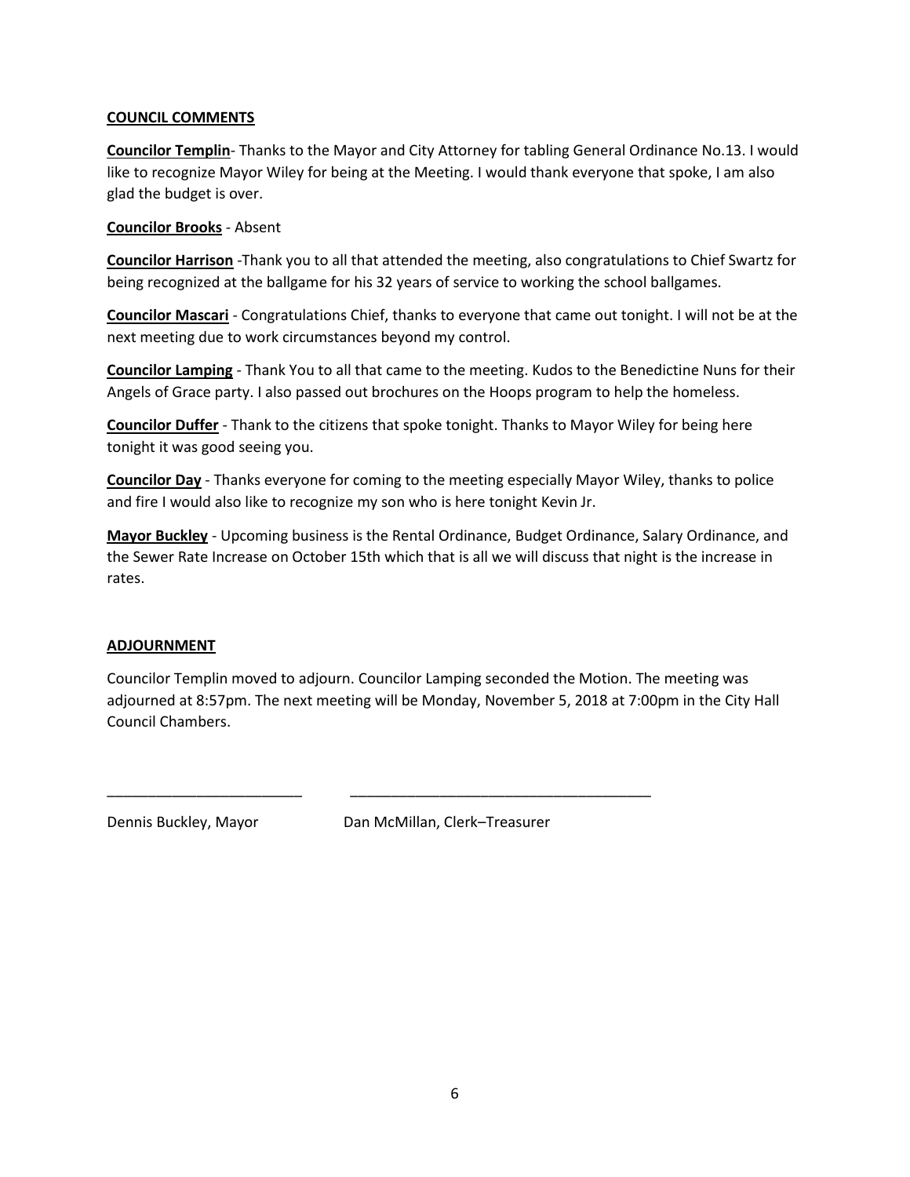**COUNCIL COMMENTS**

**Councilor Templin**- Thanks to the Mayor and City Attorney for tabling General Ordinance No.13. I would like to recognize Mayor Wiley for being at the Meeting. I would thank everyone that spoke, I am also glad the budget is over.

**Councilor Brooks** - Absent

**Councilor Harrison** -Thank you to all that attended the meeting, also congratulations to Chief Swartz for being recognized at the ballgame for his 32 years of service to working the school ballgames.

**Councilor Mascari** - Congratulations Chief, thanks to everyone that came out tonight. I will not be at the next meeting due to work circumstances beyond my control.

**Councilor Lamping** - Thank You to all that came to the meeting. Kudos to the Benedictine Nuns for their Angels of Grace party. I also passed out brochures on the Hoops program to help the homeless.

**Councilor Duffer** - Thank to the citizens that spoke tonight. Thanks to Mayor Wiley for being here tonight it was good seeing you.

**Councilor Day** - Thanks everyone for coming to the meeting especially Mayor Wiley, thanks to police and fire I would also like to recognize my son who is here tonight Kevin Jr.

**Mayor Buckley** - Upcoming business is the Rental Ordinance, Budget Ordinance, Salary Ordinance, and the Sewer Rate Increase on October 15th which that is all we will discuss that night is the increase in rates.

**ADJOURNMENT**

Councilor Templin moved to adjourn. Councilor Lamping seconded the Motion. The meeting was adjourned at 8:57pm. The next meeting will be Monday, November 5, 2018 at 7:00pm in the City Hall Council Chambers.

________________________ ______________________________________

Dennis Buckley, Mayor Dan McMillan, Clerk–Treasurer